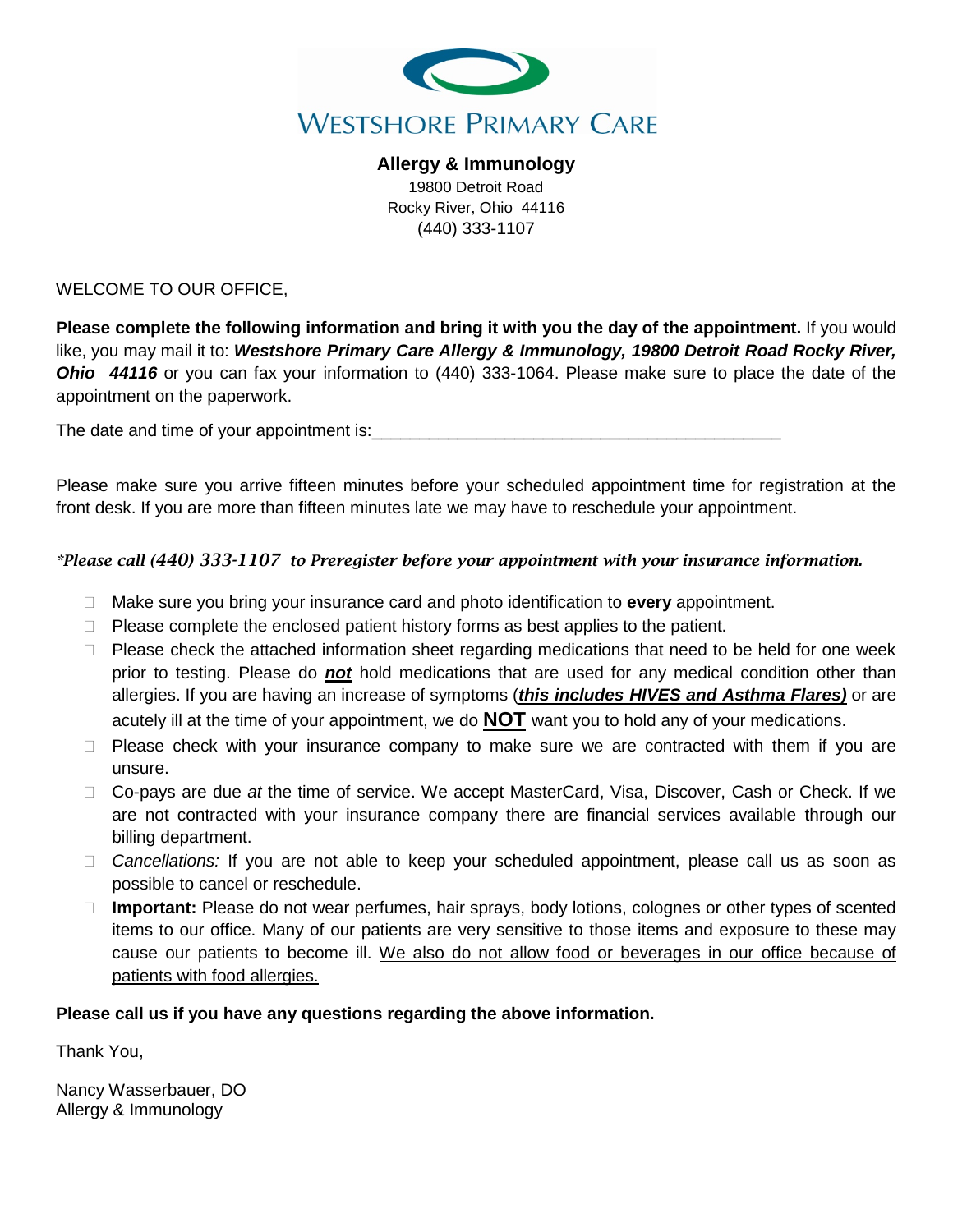# WESTSHORE PRIMARY CARE

**Allergy & Immunology**
19800 Detroit Road
Rocky River, Ohio 44116
(440) 333-1107

WELCOME TO OUR OFFICE,

**Please complete the following information and bring it with you the day of the appointment.** If you would like, you may mail it to: ***Westshore Primary Care Allergy & Immunology, 19800 Detroit Road Rocky River, Ohio 44116*** or you can fax your information to (440) 333-1064. Please make sure to place the date of the appointment on the paperwork.

The date and time of your appointment is:___________________________________________

Please make sure you arrive fifteen minutes before your scheduled appointment time for registration at the front desk. If you are more than fifteen minutes late we may have to reschedule your appointment.

*\*Please call (440) 333-1107 to Preregister before your appointment with your insurance information.*

- ☐ Make sure you bring your insurance card and photo identification to **every** appointment.
- ☐ Please complete the enclosed patient history forms as best applies to the patient.
- ☐ Please check the attached information sheet regarding medications that need to be held for one week prior to testing. Please do ***not*** hold medications that are used for any medical condition other than allergies. If you are having an increase of symptoms (***this includes HIVES and Asthma Flares)*** or are acutely ill at the time of your appointment, we do **NOT** want you to hold any of your medications.
- ☐ Please check with your insurance company to make sure we are contracted with them if you are unsure.
- ☐ Co-pays are due *at* the time of service. We accept MasterCard, Visa, Discover, Cash or Check. If we are not contracted with your insurance company there are financial services available through our billing department.
- ☐ *Cancellations:* If you are not able to keep your scheduled appointment, please call us as soon as possible to cancel or reschedule.
- ☐ **Important:** Please do not wear perfumes, hair sprays, body lotions, colognes or other types of scented items to our office. Many of our patients are very sensitive to those items and exposure to these may cause our patients to become ill. We also do not allow food or beverages in our office because of patients with food allergies.

**Please call us if you have any questions regarding the above information.**

Thank You,

Nancy Wasserbauer, DO
Allergy & Immunology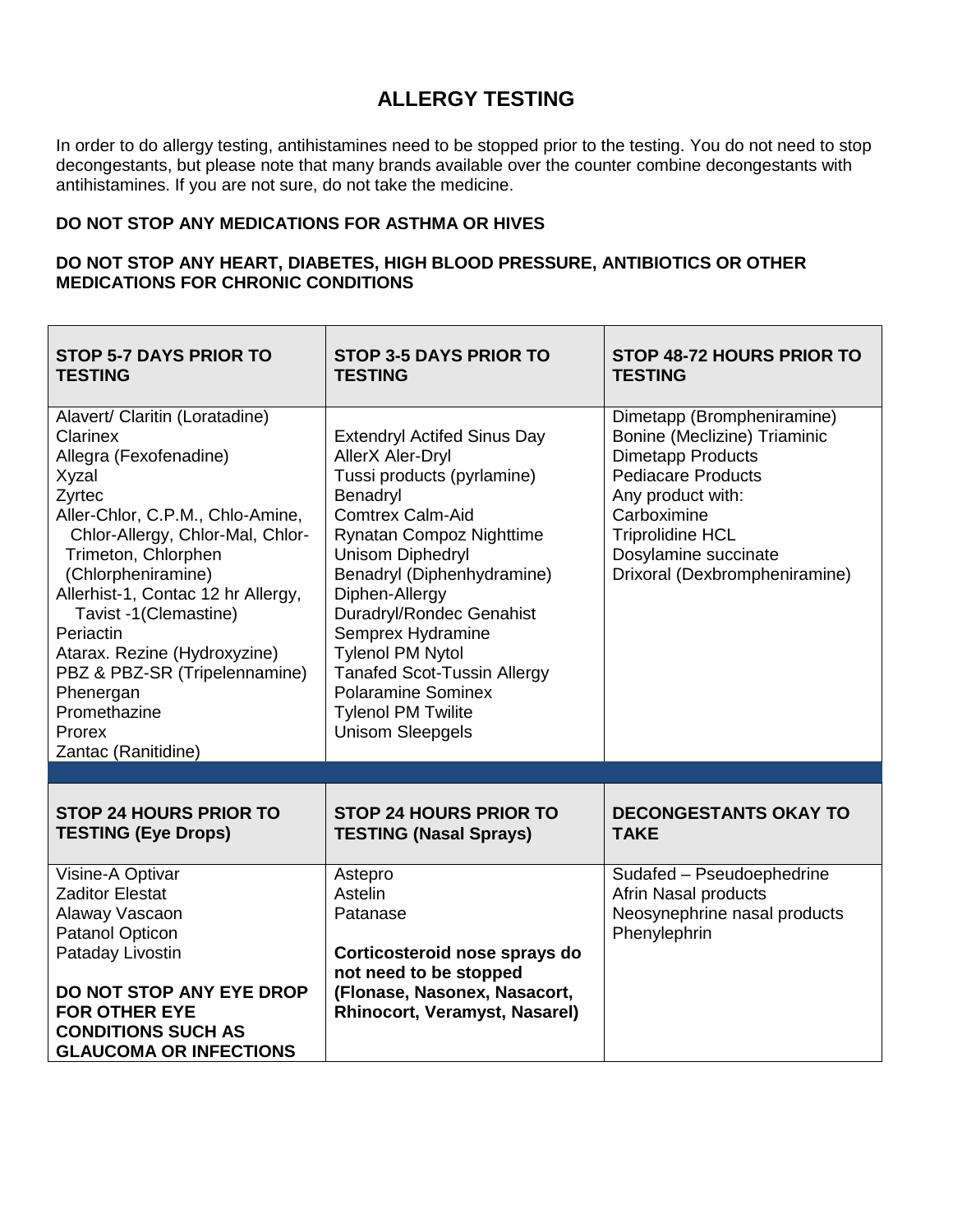# ALLERGY TESTING

In order to do allergy testing, antihistamines need to be stopped prior to the testing. You do not need to stop decongestants, but please note that many brands available over the counter combine decongestants with antihistamines. If you are not sure, do not take the medicine.

**DO NOT STOP ANY MEDICATIONS FOR ASTHMA OR HIVES**

**DO NOT STOP ANY HEART, DIABETES, HIGH BLOOD PRESSURE, ANTIBIOTICS OR OTHER MEDICATIONS FOR CHRONIC CONDITIONS**

| STOP 5-7 DAYS PRIOR TO TESTING | STOP 3-5 DAYS PRIOR TO TESTING | STOP 48-72 HOURS PRIOR TO TESTING |
|---|---|---|
| Alavert/ Claritin (Loratadine)<br>Clarinex<br>Allegra (Fexofenadine)<br>Xyzal<br>Zyrtec<br>Aller-Chlor, C.P.M., Chlo-Amine, Chlor-Allergy, Chlor-Mal, Chlor-Trimeton, Chlorphen (Chlorpheniramine)<br>Allerhist-1, Contac 12 hr Allergy, Tavist -1(Clemastine)<br>Periactin<br>Atarax. Rezine (Hydroxyzine)<br>PBZ & PBZ-SR (Tripelennamine)<br>Phenergan<br>Promethazine<br>Prorex<br>Zantac (Ranitidine) | Extendryl Actifed Sinus Day<br>AllerX Aler-Dryl<br>Tussi products (pyrlamine)<br>Benadryl<br>Comtrex Calm-Aid<br>Rynatan Compoz Nighttime<br>Unisom Diphedryl<br>Benadryl (Diphenhydramine)<br>Diphen-Allergy<br>Duradryl/Rondec Genahist<br>Semprex Hydramine<br>Tylenol PM Nytol<br>Tanafed Scot-Tussin Allergy<br>Polaramine Sominex<br>Tylenol PM Twilite<br>Unisom Sleepgels | Dimetapp (Brompheniramine)<br>Bonine (Meclizine) Triaminic<br>Dimetapp Products<br>Pediacare Products<br>Any product with:<br>Carboximine<br>Triprolidine HCL<br>Dosylamine succinate<br>Drixoral (Dexbrompheniramine) |
| **STOP 24 HOURS PRIOR TO TESTING (Eye Drops)** | **STOP 24 HOURS PRIOR TO TESTING (Nasal Sprays)** | **DECONGESTANTS OKAY TO TAKE** |
| Visine-A Optivar<br>Zaditor Elestat<br>Alaway Vascaon<br>Patanol Opticon<br>Pataday Livostin<br><br>**DO NOT STOP ANY EYE DROP FOR OTHER EYE CONDITIONS SUCH AS GLAUCOMA OR INFECTIONS** | Astepro<br>Astelin<br>Patanase<br><br>**Corticosteroid nose sprays do not need to be stopped (Flonase, Nasonex, Nasacort, Rhinocort, Veramyst, Nasarel)** | Sudafed – Pseudoephedrine<br>Afrin Nasal products<br>Neosynephrine nasal products<br>Phenylephrin |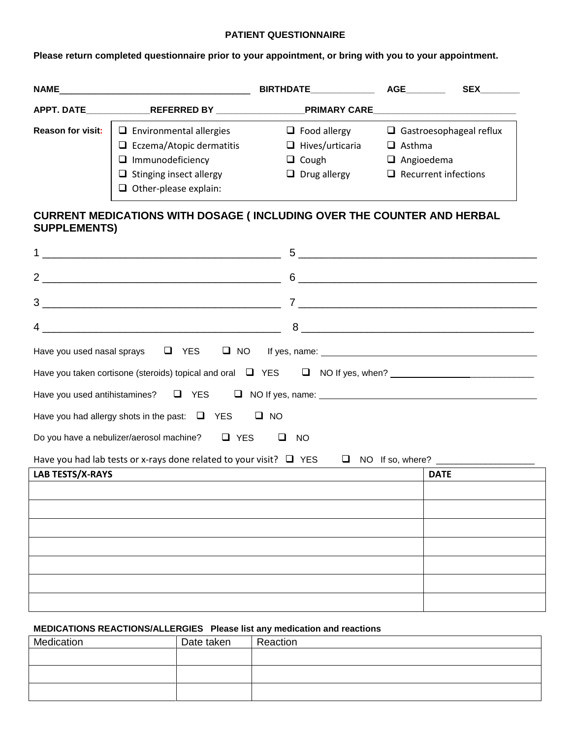**PATIENT QUESTIONNAIRE**

**Please return completed questionnaire prior to your appointment, or bring with you to your appointment.**

**NAME**_____________________________________ **BIRTHDATE**____________ **AGE**________ **SEX**________

**APPT. DATE**_____________**REFERRED BY** _________________**PRIMARY CARE**_____________________________

**Reason for visit:**

- ☐ Environmental allergies
- ☐ Food allergy
- ☐ Gastroesophageal reflux
- ☐ Eczema/Atopic dermatitis
- ☐ Hives/urticaria
- ☐ Asthma
- ☐ Immunodeficiency
- ☐ Cough
- ☐ Angioedema
- ☐ Stinging insect allergy
- ☐ Drug allergy
- ☐ Recurrent infections
- ☐ Other-please explain:

## CURRENT MEDICATIONS WITH DOSAGE ( INCLUDING OVER THE COUNTER AND HERBAL SUPPLEMENTS)

1 ________________________________________ 5 ________________________________________

2 ________________________________________ 6 ________________________________________

3 ________________________________________ 7 ________________________________________

4 ________________________________________ 8 ________________________________________

Have you used nasal sprays ☐ YES ☐ NO If yes, name: ______________________________

Have you taken cortisone (steroids) topical and oral ☐ YES ☐ NO If yes, when? ______________________________

Have you used antihistamines? ☐ YES ☐ NO If yes, name: ______________________________

Have you had allergy shots in the past: ☐ YES ☐ NO

Do you have a nebulizer/aerosol machine? ☐ YES ☐ NO

Have you had lab tests or x-rays done related to your visit? ☐ YES ☐ NO If so, where? ___________________

| LAB TESTS/X-RAYS | DATE |
|---|---|
| | |
| | |
| | |
| | |
| | |
| | |
| | |

**MEDICATIONS REACTIONS/ALLERGIES Please list any medication and reactions**

| Medication | Date taken | Reaction |
|---|---|---|
| | | |
| | | |
| | | |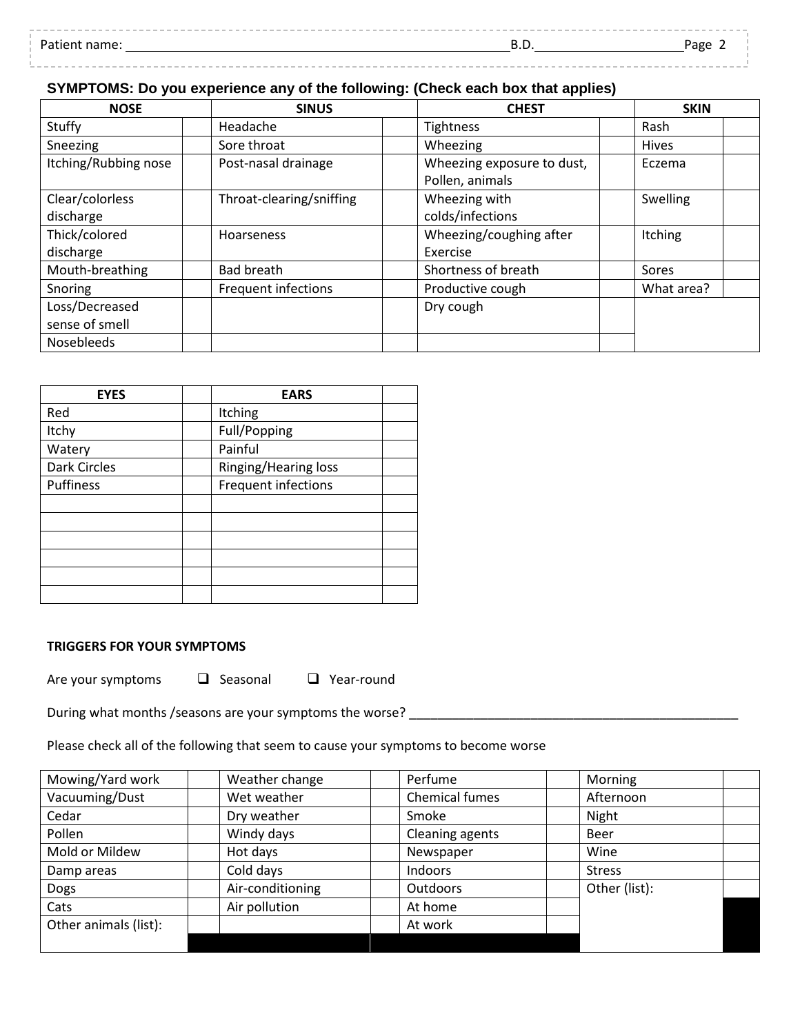Patient name: ______________________________ B.D. ____________________

## SYMPTOMS: Do you experience any of the following: (Check each box that applies)

| NOSE | | SINUS | | CHEST | | SKIN | |
|---|---|---|---|---|---|---|---|
| Stuffy | | Headache | | Tightness | | Rash | |
| Sneezing | | Sore throat | | Wheezing | | Hives | |
| Itching/Rubbing nose | | Post-nasal drainage | | Wheezing exposure to dust, Pollen, animals | | Eczema | |
| Clear/colorless discharge | | Throat-clearing/sniffing | | Wheezing with colds/infections | | Swelling | |
| Thick/colored discharge | | Hoarseness | | Wheezing/coughing after Exercise | | Itching | |
| Mouth-breathing | | Bad breath | | Shortness of breath | | Sores | |
| Snoring | | Frequent infections | | Productive cough | | What area? | |
| Loss/Decreased sense of smell | | | | Dry cough | | | |
| Nosebleeds | | | | | | | |

| EYES | | EARS | |
|---|---|---|---|
| Red | | Itching | |
| Itchy | | Full/Popping | |
| Watery | | Painful | |
| Dark Circles | | Ringing/Hearing loss | |
| Puffiness | | Frequent infections | |
| | | | |
| | | | |
| | | | |
| | | | |
| | | | |
| | | | |

### TRIGGERS FOR YOUR SYMPTOMS

Are your symptoms ☐ Seasonal ☐ Year-round

During what months /seasons are your symptoms the worse? ________________________________

Please check all of the following that seem to cause your symptoms to become worse

| Mowing/Yard work | | Weather change | | Perfume | | Morning | |
|---|---|---|---|---|---|---|---|
| Vacuuming/Dust | | Wet weather | | Chemical fumes | | Afternoon | |
| Cedar | | Dry weather | | Smoke | | Night | |
| Pollen | | Windy days | | Cleaning agents | | Beer | |
| Mold or Mildew | | Hot days | | Newspaper | | Wine | |
| Damp areas | | Cold days | | Indoors | | Stress | |
| Dogs | | Air-conditioning | | Outdoors | | Other (list): | |
| Cats | | Air pollution | | At home | | | |
| Other animals (list): | | | | At work | | | |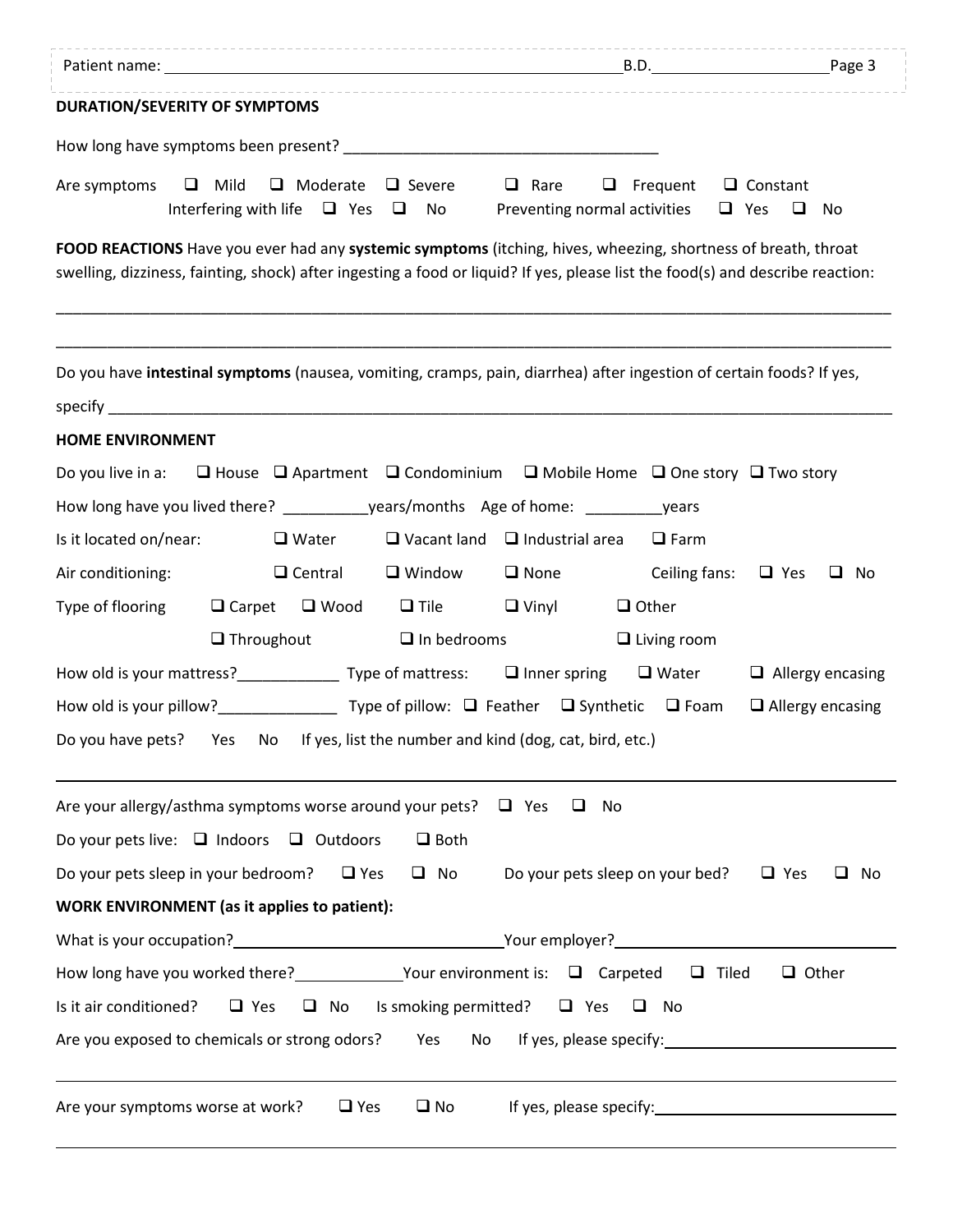Patient name: ______________________________ B.D. ____________________

**DURATION/SEVERITY OF SYMPTOMS**

How long have symptoms been present? _____________________________________

Are symptoms ❑ Mild ❑ Moderate ❑ Severe ❑ Rare ❑ Frequent ❑ Constant
Interfering with life ❑ Yes ❑ No Preventing normal activities ❑ Yes ❑ No

**FOOD REACTIONS** Have you ever had any **systemic symptoms** (itching, hives, wheezing, shortness of breath, throat swelling, dizziness, fainting, shock) after ingesting a food or liquid? If yes, please list the food(s) and describe reaction:

_____________________________________________________________________________________________

_____________________________________________________________________________________________

Do you have **intestinal symptoms** (nausea, vomiting, cramps, pain, diarrhea) after ingestion of certain foods? If yes, specify _____________________________________________________________________________________

**HOME ENVIRONMENT**

Do you live in a: ❑ House ❑ Apartment ❑ Condominium ❑ Mobile Home ❑ One story ❑ Two story

How long have you lived there? __________years/months Age of home: _________years

Is it located on/near: ❑ Water ❑ Vacant land ❑ Industrial area ❑ Farm

Air conditioning: ❑ Central ❑ Window ❑ None Ceiling fans: ❑ Yes ❑ No

Type of flooring ❑ Carpet ❑ Wood ❑ Tile ❑ Vinyl ❑ Other
❑ Throughout ❑ In bedrooms ❑ Living room

How old is your mattress?____________ Type of mattress: ❑ Inner spring ❑ Water ❑ Allergy encasing

How old is your pillow?______________ Type of pillow: ❑ Feather ❑ Synthetic ❑ Foam ❑ Allergy encasing

Do you have pets? Yes No If yes, list the number and kind (dog, cat, bird, etc.)

_____________________________________________________________________________________________

Are your allergy/asthma symptoms worse around your pets? ❑ Yes ❑ No

Do your pets live: ❑ Indoors ❑ Outdoors ❑ Both

Do your pets sleep in your bedroom? ❑ Yes ❑ No Do your pets sleep on your bed? ❑ Yes ❑ No

**WORK ENVIRONMENT (as it applies to patient):**

What is your occupation?______________________________ Your employer?______________________________

How long have you worked there?____________ Your environment is: ❑ Carpeted ❑ Tiled ❑ Other

Is it air conditioned? ❑ Yes ❑ No Is smoking permitted? ❑ Yes ❑ No

Are you exposed to chemicals or strong odors? Yes No If yes, please specify:__________________________

_____________________________________________________________________________________________

Are your symptoms worse at work? ❑ Yes ❑ No If yes, please specify:__________________________

_____________________________________________________________________________________________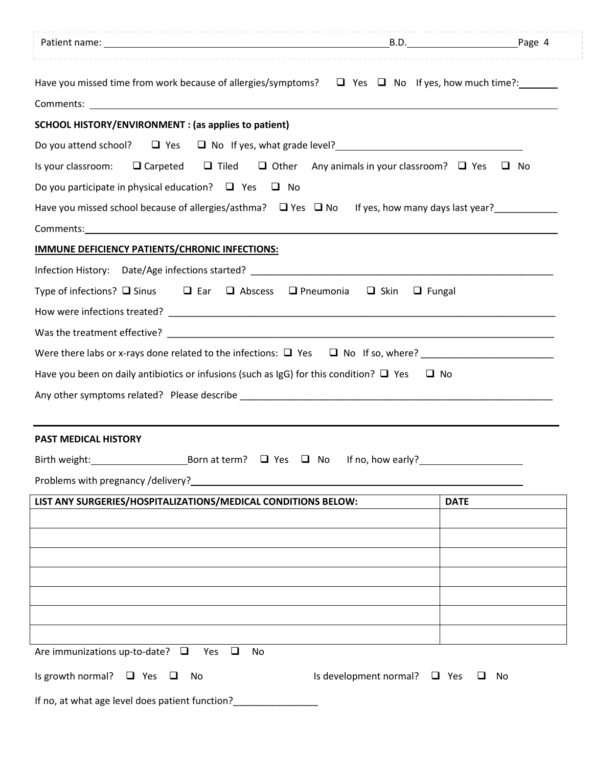Have you missed time from work because of allergies/symptoms? ☐ Yes ☐ No If yes, how much time?:________

Comments: ____________________________________________________________

**SCHOOL HISTORY/ENVIRONMENT : (as applies to patient)**

Do you attend school? ☐ Yes ☐ No If yes, what grade level?____________________________

Is your classroom: ☐ Carpeted ☐ Tiled ☐ Other Any animals in your classroom? ☐ Yes ☐ No

Do you participate in physical education? ☐ Yes ☐ No

Have you missed school because of allergies/asthma? ☐ Yes ☐ No If yes, how many days last year?____________

Comments:____________________________________________________________

**IMMUNE DEFICIENCY PATIENTS/CHRONIC INFECTIONS:**

Infection History: Date/Age infections started? ____________________________________________

Type of infections? ☐ Sinus ☐ Ear ☐ Abscess ☐ Pneumonia ☐ Skin ☐ Fungal

How were infections treated? ____________________________________________

Was the treatment effective? ____________________________________________

Were there labs or x-rays done related to the infections: ☐ Yes ☐ No If so, where? ________________________

Have you been on daily antibiotics or infusions (such as IgG) for this condition? ☐ Yes ☐ No

Any other symptoms related? Please describe ____________________________________________

---

**PAST MEDICAL HISTORY**

Birth weight:__________________ Born at term? ☐ Yes ☐ No If no, how early?__________________

Problems with pregnancy /delivery?____________________________________________

| LIST ANY SURGERIES/HOSPITALIZATIONS/MEDICAL CONDITIONS BELOW: | DATE |
|---|---|
| | |
| | |
| | |
| | |
| | |
| | |
| | |

Are immunizations up-to-date? ☐ Yes ☐ No

Is growth normal? ☐ Yes ☐ No Is development normal? ☐ Yes ☐ No

If no, at what age level does patient function?________________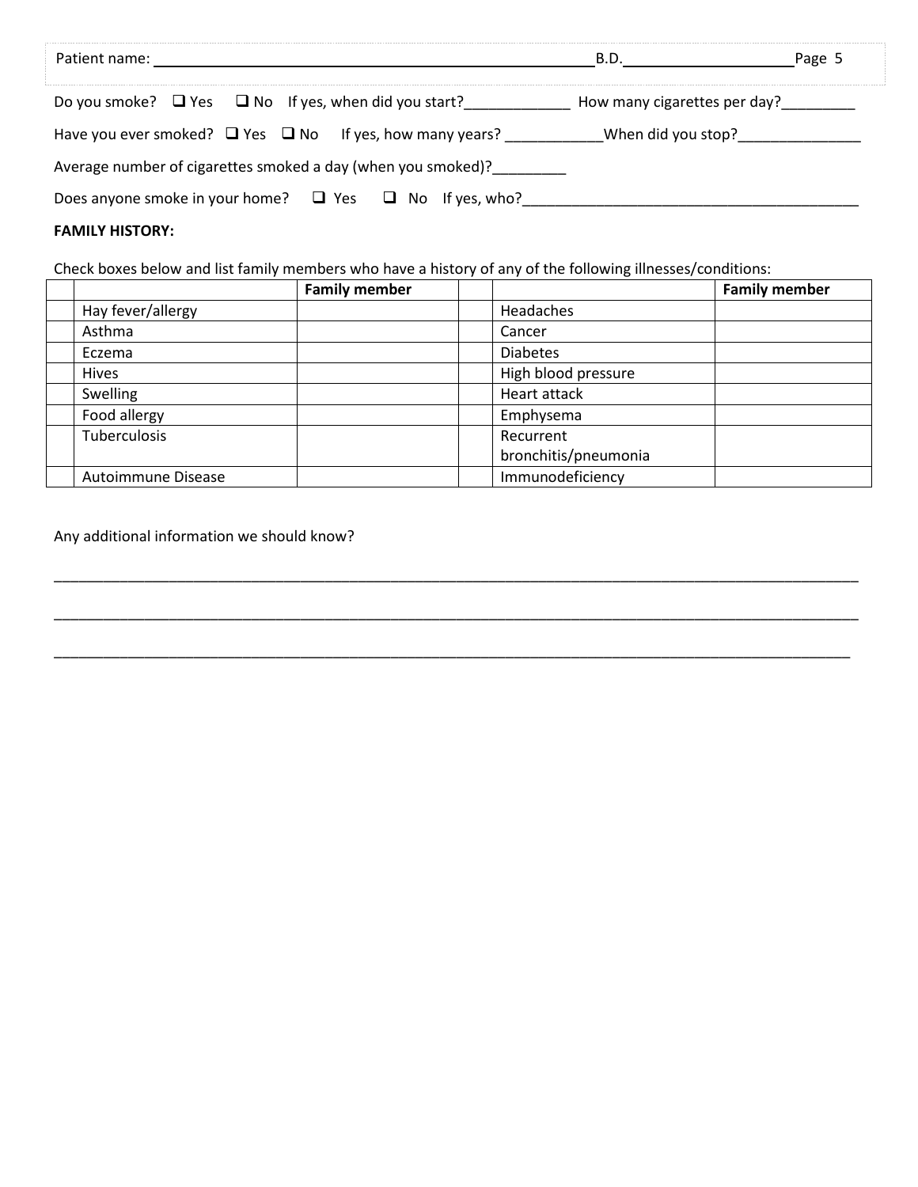Patient name: ______________________________ B.D. ____________________ Page 5

Do you smoke? ❑ Yes ❑ No If yes, when did you start?_____________ How many cigarettes per day?_________

Have you ever smoked? ❑ Yes ❑ No If yes, how many years? ____________When did you stop?_______________

Average number of cigarettes smoked a day (when you smoked)?_________

Does anyone smoke in your home? ❑ Yes ❑ No If yes, who?_________________________________________

**FAMILY HISTORY:**

Check boxes below and list family members who have a history of any of the following illnesses/conditions:

| | | Family member | | | Family member |
|---|---|---|---|---|---|
| | Hay fever/allergy | | | Headaches | |
| | Asthma | | | Cancer | |
| | Eczema | | | Diabetes | |
| | Hives | | | High blood pressure | |
| | Swelling | | | Heart attack | |
| | Food allergy | | | Emphysema | |
| | Tuberculosis | | | Recurrent bronchitis/pneumonia | |
| | Autoimmune Disease | | | Immunodeficiency | |

Any additional information we should know?

_____________________________________________________________________________________________

_____________________________________________________________________________________________

_____________________________________________________________________________________________